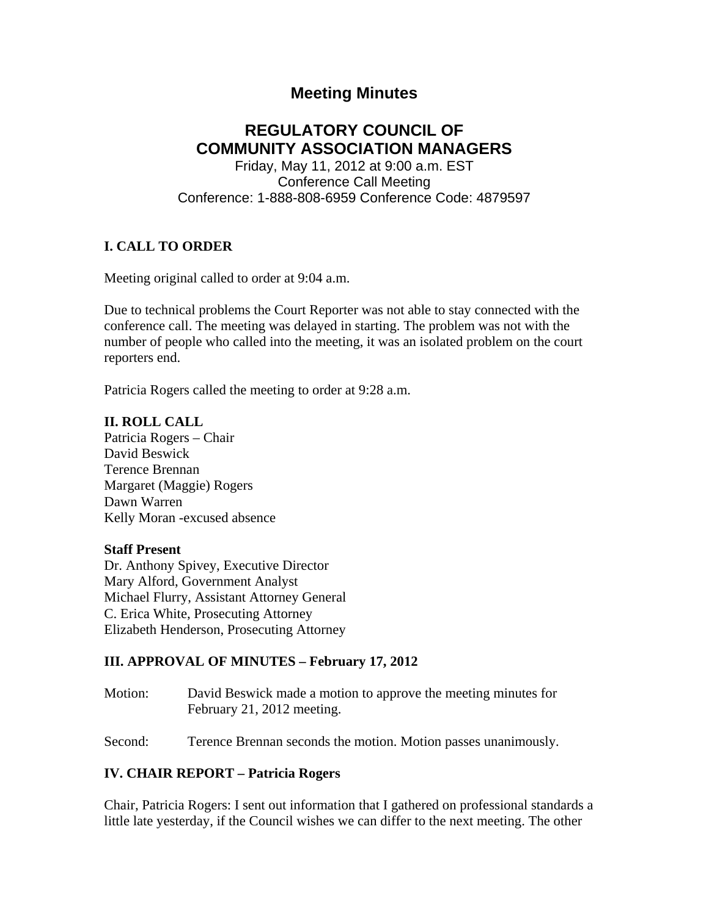# Meeting Minutes

## REGULATORY COUNCIL OF COMMUNITY ASSOCIATION MANAGERS

Friday, May 11, 2012 at 9:00 a.m. EST
Conference Call Meeting
Conference: 1-888-808-6959 Conference Code: 4879597

### I. CALL TO ORDER

Meeting original called to order at 9:04 a.m.

Due to technical problems the Court Reporter was not able to stay connected with the conference call. The meeting was delayed in starting. The problem was not with the number of people who called into the meeting, it was an isolated problem on the court reporters end.

Patricia Rogers called the meeting to order at 9:28 a.m.

### II. ROLL CALL

Patricia Rogers – Chair
David Beswick
Terence Brennan
Margaret (Maggie) Rogers
Dawn Warren
Kelly Moran -excused absence

**Staff Present**
Dr. Anthony Spivey, Executive Director
Mary Alford, Government Analyst
Michael Flurry, Assistant Attorney General
C. Erica White, Prosecuting Attorney
Elizabeth Henderson, Prosecuting Attorney

### III. APPROVAL OF MINUTES – February 17, 2012

Motion: David Beswick made a motion to approve the meeting minutes for February 21, 2012 meeting.

Second: Terence Brennan seconds the motion. Motion passes unanimously.

### IV. CHAIR REPORT – Patricia Rogers

Chair, Patricia Rogers: I sent out information that I gathered on professional standards a little late yesterday, if the Council wishes we can differ to the next meeting. The other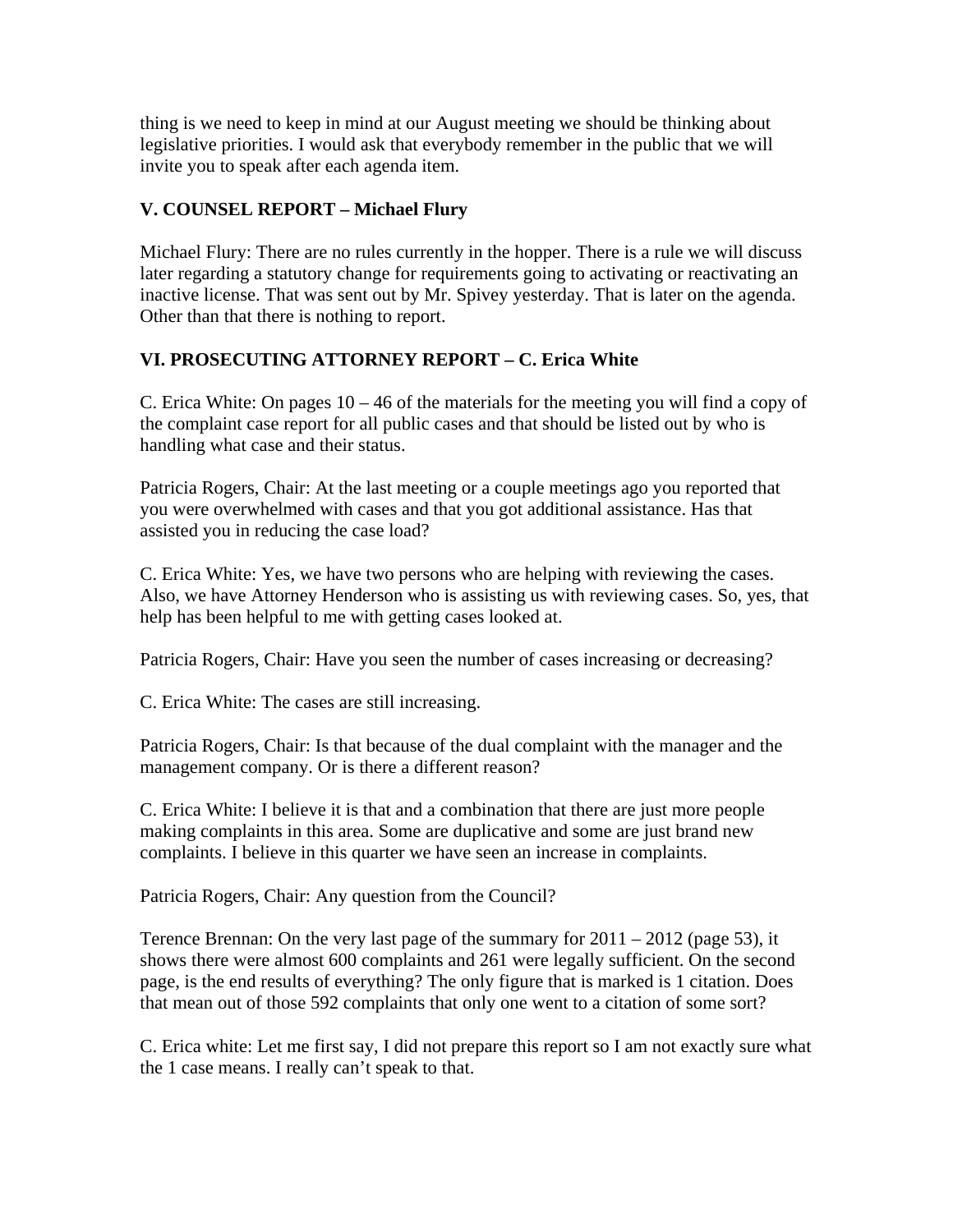thing is we need to keep in mind at our August meeting we should be thinking about legislative priorities. I would ask that everybody remember in the public that we will invite you to speak after each agenda item.

**V. COUNSEL REPORT – Michael Flury**

Michael Flury: There are no rules currently in the hopper. There is a rule we will discuss later regarding a statutory change for requirements going to activating or reactivating an inactive license. That was sent out by Mr. Spivey yesterday. That is later on the agenda. Other than that there is nothing to report.

**VI. PROSECUTING ATTORNEY REPORT – C. Erica White**

C. Erica White: On pages 10 – 46 of the materials for the meeting you will find a copy of the complaint case report for all public cases and that should be listed out by who is handling what case and their status.

Patricia Rogers, Chair: At the last meeting or a couple meetings ago you reported that you were overwhelmed with cases and that you got additional assistance. Has that assisted you in reducing the case load?

C. Erica White: Yes, we have two persons who are helping with reviewing the cases. Also, we have Attorney Henderson who is assisting us with reviewing cases. So, yes, that help has been helpful to me with getting cases looked at.

Patricia Rogers, Chair: Have you seen the number of cases increasing or decreasing?

C. Erica White: The cases are still increasing.

Patricia Rogers, Chair: Is that because of the dual complaint with the manager and the management company. Or is there a different reason?

C. Erica White: I believe it is that and a combination that there are just more people making complaints in this area. Some are duplicative and some are just brand new complaints. I believe in this quarter we have seen an increase in complaints.

Patricia Rogers, Chair: Any question from the Council?

Terence Brennan: On the very last page of the summary for 2011 – 2012 (page 53), it shows there were almost 600 complaints and 261 were legally sufficient. On the second page, is the end results of everything? The only figure that is marked is 1 citation. Does that mean out of those 592 complaints that only one went to a citation of some sort?

C. Erica white: Let me first say, I did not prepare this report so I am not exactly sure what the 1 case means. I really can't speak to that.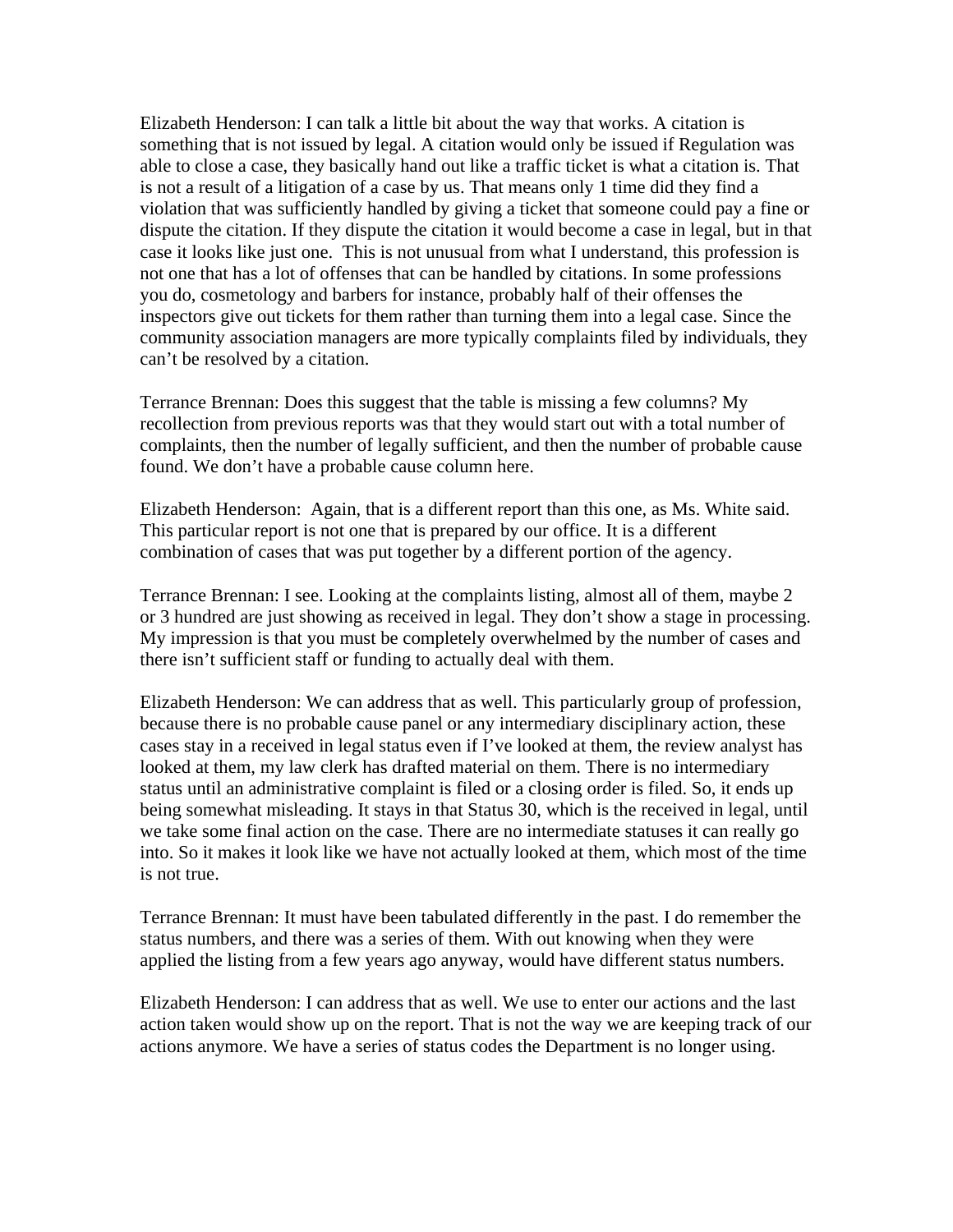Elizabeth Henderson: I can talk a little bit about the way that works. A citation is something that is not issued by legal. A citation would only be issued if Regulation was able to close a case, they basically hand out like a traffic ticket is what a citation is. That is not a result of a litigation of a case by us. That means only 1 time did they find a violation that was sufficiently handled by giving a ticket that someone could pay a fine or dispute the citation. If they dispute the citation it would become a case in legal, but in that case it looks like just one. This is not unusual from what I understand, this profession is not one that has a lot of offenses that can be handled by citations. In some professions you do, cosmetology and barbers for instance, probably half of their offenses the inspectors give out tickets for them rather than turning them into a legal case. Since the community association managers are more typically complaints filed by individuals, they can't be resolved by a citation.

Terrance Brennan: Does this suggest that the table is missing a few columns? My recollection from previous reports was that they would start out with a total number of complaints, then the number of legally sufficient, and then the number of probable cause found. We don't have a probable cause column here.

Elizabeth Henderson: Again, that is a different report than this one, as Ms. White said. This particular report is not one that is prepared by our office. It is a different combination of cases that was put together by a different portion of the agency.

Terrance Brennan: I see. Looking at the complaints listing, almost all of them, maybe 2 or 3 hundred are just showing as received in legal. They don't show a stage in processing. My impression is that you must be completely overwhelmed by the number of cases and there isn't sufficient staff or funding to actually deal with them.

Elizabeth Henderson: We can address that as well. This particularly group of profession, because there is no probable cause panel or any intermediary disciplinary action, these cases stay in a received in legal status even if I've looked at them, the review analyst has looked at them, my law clerk has drafted material on them. There is no intermediary status until an administrative complaint is filed or a closing order is filed. So, it ends up being somewhat misleading. It stays in that Status 30, which is the received in legal, until we take some final action on the case. There are no intermediate statuses it can really go into. So it makes it look like we have not actually looked at them, which most of the time is not true.

Terrance Brennan: It must have been tabulated differently in the past. I do remember the status numbers, and there was a series of them. With out knowing when they were applied the listing from a few years ago anyway, would have different status numbers.

Elizabeth Henderson: I can address that as well. We use to enter our actions and the last action taken would show up on the report. That is not the way we are keeping track of our actions anymore. We have a series of status codes the Department is no longer using.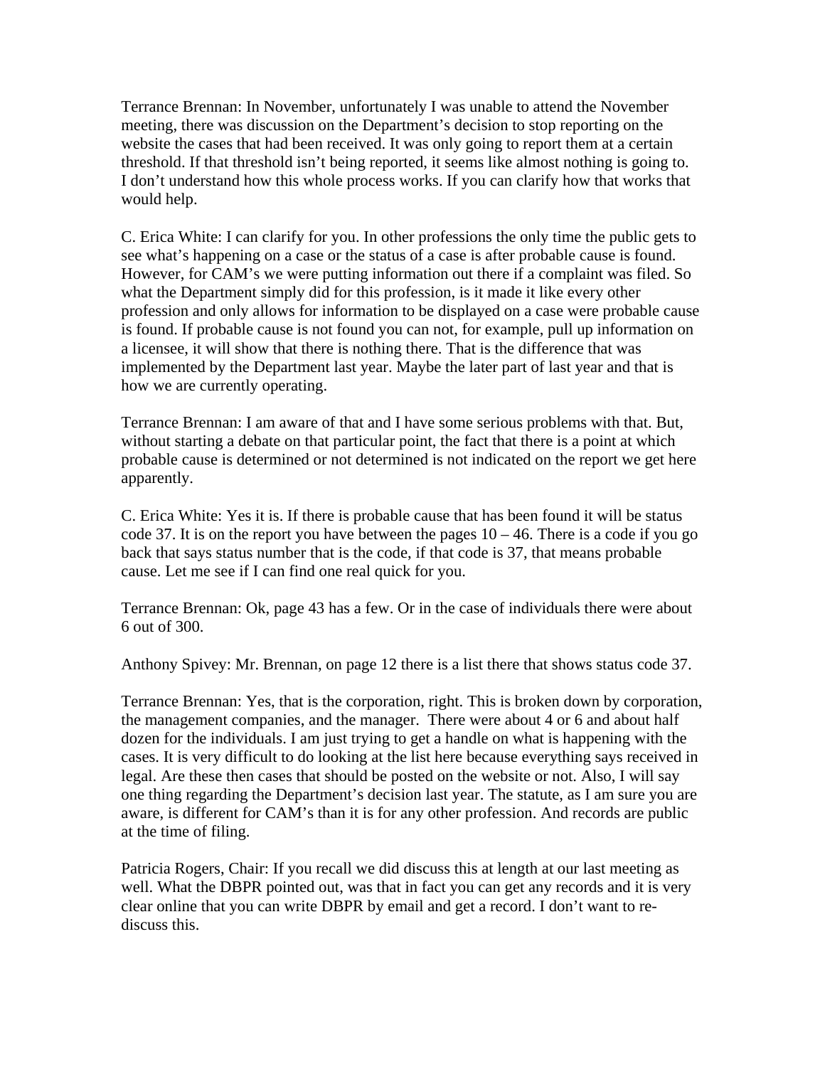Terrance Brennan: In November, unfortunately I was unable to attend the November meeting, there was discussion on the Department's decision to stop reporting on the website the cases that had been received. It was only going to report them at a certain threshold. If that threshold isn't being reported, it seems like almost nothing is going to. I don't understand how this whole process works. If you can clarify how that works that would help.

C. Erica White: I can clarify for you. In other professions the only time the public gets to see what's happening on a case or the status of a case is after probable cause is found. However, for CAM's we were putting information out there if a complaint was filed. So what the Department simply did for this profession, is it made it like every other profession and only allows for information to be displayed on a case were probable cause is found. If probable cause is not found you can not, for example, pull up information on a licensee, it will show that there is nothing there. That is the difference that was implemented by the Department last year. Maybe the later part of last year and that is how we are currently operating.

Terrance Brennan: I am aware of that and I have some serious problems with that. But, without starting a debate on that particular point, the fact that there is a point at which probable cause is determined or not determined is not indicated on the report we get here apparently.

C. Erica White: Yes it is. If there is probable cause that has been found it will be status code 37. It is on the report you have between the pages 10 – 46. There is a code if you go back that says status number that is the code, if that code is 37, that means probable cause. Let me see if I can find one real quick for you.

Terrance Brennan: Ok, page 43 has a few. Or in the case of individuals there were about 6 out of 300.

Anthony Spivey: Mr. Brennan, on page 12 there is a list there that shows status code 37.

Terrance Brennan: Yes, that is the corporation, right. This is broken down by corporation, the management companies, and the manager. There were about 4 or 6 and about half dozen for the individuals. I am just trying to get a handle on what is happening with the cases. It is very difficult to do looking at the list here because everything says received in legal. Are these then cases that should be posted on the website or not. Also, I will say one thing regarding the Department's decision last year. The statute, as I am sure you are aware, is different for CAM's than it is for any other profession. And records are public at the time of filing.

Patricia Rogers, Chair: If you recall we did discuss this at length at our last meeting as well. What the DBPR pointed out, was that in fact you can get any records and it is very clear online that you can write DBPR by email and get a record. I don't want to re-discuss this.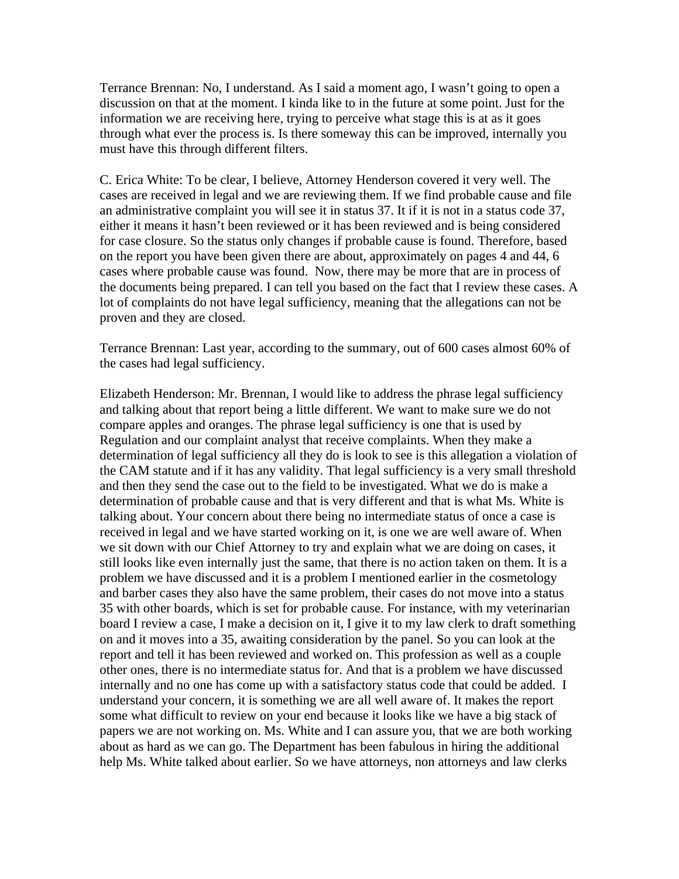Terrance Brennan: No, I understand. As I said a moment ago, I wasn't going to open a discussion on that at the moment. I kinda like to in the future at some point. Just for the information we are receiving here, trying to perceive what stage this is at as it goes through what ever the process is. Is there someway this can be improved, internally you must have this through different filters.

C. Erica White: To be clear, I believe, Attorney Henderson covered it very well. The cases are received in legal and we are reviewing them. If we find probable cause and file an administrative complaint you will see it in status 37. It if it is not in a status code 37, either it means it hasn't been reviewed or it has been reviewed and is being considered for case closure. So the status only changes if probable cause is found. Therefore, based on the report you have been given there are about, approximately on pages 4 and 44, 6 cases where probable cause was found. Now, there may be more that are in process of the documents being prepared. I can tell you based on the fact that I review these cases. A lot of complaints do not have legal sufficiency, meaning that the allegations can not be proven and they are closed.

Terrance Brennan: Last year, according to the summary, out of 600 cases almost 60% of the cases had legal sufficiency.

Elizabeth Henderson: Mr. Brennan, I would like to address the phrase legal sufficiency and talking about that report being a little different. We want to make sure we do not compare apples and oranges. The phrase legal sufficiency is one that is used by Regulation and our complaint analyst that receive complaints. When they make a determination of legal sufficiency all they do is look to see is this allegation a violation of the CAM statute and if it has any validity. That legal sufficiency is a very small threshold and then they send the case out to the field to be investigated. What we do is make a determination of probable cause and that is very different and that is what Ms. White is talking about. Your concern about there being no intermediate status of once a case is received in legal and we have started working on it, is one we are well aware of. When we sit down with our Chief Attorney to try and explain what we are doing on cases, it still looks like even internally just the same, that there is no action taken on them. It is a problem we have discussed and it is a problem I mentioned earlier in the cosmetology and barber cases they also have the same problem, their cases do not move into a status 35 with other boards, which is set for probable cause. For instance, with my veterinarian board I review a case, I make a decision on it, I give it to my law clerk to draft something on and it moves into a 35, awaiting consideration by the panel. So you can look at the report and tell it has been reviewed and worked on. This profession as well as a couple other ones, there is no intermediate status for. And that is a problem we have discussed internally and no one has come up with a satisfactory status code that could be added. I understand your concern, it is something we are all well aware of. It makes the report some what difficult to review on your end because it looks like we have a big stack of papers we are not working on. Ms. White and I can assure you, that we are both working about as hard as we can go. The Department has been fabulous in hiring the additional help Ms. White talked about earlier. So we have attorneys, non attorneys and law clerks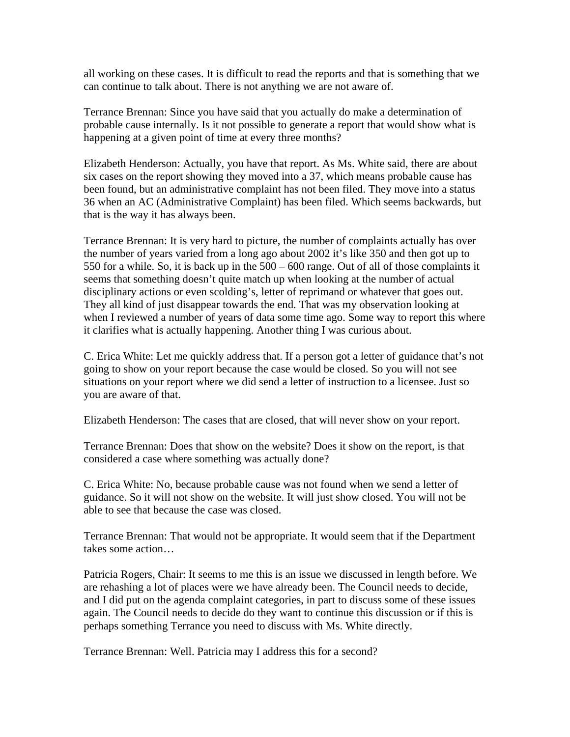all working on these cases. It is difficult to read the reports and that is something that we can continue to talk about. There is not anything we are not aware of.

Terrance Brennan: Since you have said that you actually do make a determination of probable cause internally. Is it not possible to generate a report that would show what is happening at a given point of time at every three months?

Elizabeth Henderson: Actually, you have that report. As Ms. White said, there are about six cases on the report showing they moved into a 37, which means probable cause has been found, but an administrative complaint has not been filed. They move into a status 36 when an AC (Administrative Complaint) has been filed. Which seems backwards, but that is the way it has always been.

Terrance Brennan: It is very hard to picture, the number of complaints actually has over the number of years varied from a long ago about 2002 it's like 350 and then got up to 550 for a while. So, it is back up in the 500 – 600 range. Out of all of those complaints it seems that something doesn't quite match up when looking at the number of actual disciplinary actions or even scolding's, letter of reprimand or whatever that goes out. They all kind of just disappear towards the end. That was my observation looking at when I reviewed a number of years of data some time ago. Some way to report this where it clarifies what is actually happening. Another thing I was curious about.

C. Erica White: Let me quickly address that. If a person got a letter of guidance that's not going to show on your report because the case would be closed. So you will not see situations on your report where we did send a letter of instruction to a licensee. Just so you are aware of that.

Elizabeth Henderson: The cases that are closed, that will never show on your report.

Terrance Brennan: Does that show on the website? Does it show on the report, is that considered a case where something was actually done?

C. Erica White: No, because probable cause was not found when we send a letter of guidance. So it will not show on the website. It will just show closed. You will not be able to see that because the case was closed.

Terrance Brennan: That would not be appropriate. It would seem that if the Department takes some action…

Patricia Rogers, Chair: It seems to me this is an issue we discussed in length before. We are rehashing a lot of places were we have already been. The Council needs to decide, and I did put on the agenda complaint categories, in part to discuss some of these issues again. The Council needs to decide do they want to continue this discussion or if this is perhaps something Terrance you need to discuss with Ms. White directly.

Terrance Brennan: Well. Patricia may I address this for a second?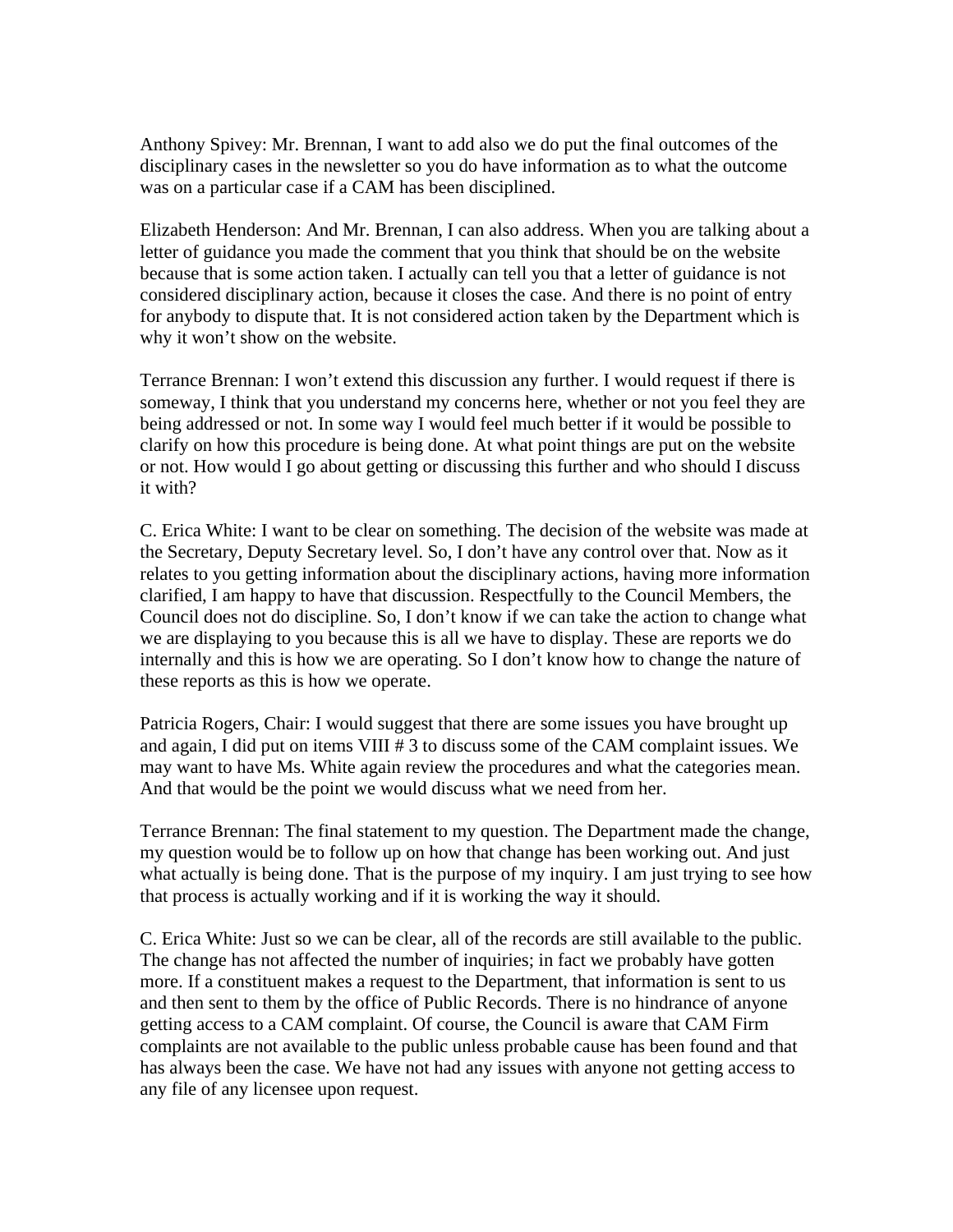Anthony Spivey: Mr. Brennan, I want to add also we do put the final outcomes of the disciplinary cases in the newsletter so you do have information as to what the outcome was on a particular case if a CAM has been disciplined.

Elizabeth Henderson: And Mr. Brennan, I can also address. When you are talking about a letter of guidance you made the comment that you think that should be on the website because that is some action taken. I actually can tell you that a letter of guidance is not considered disciplinary action, because it closes the case. And there is no point of entry for anybody to dispute that. It is not considered action taken by the Department which is why it won't show on the website.

Terrance Brennan: I won't extend this discussion any further. I would request if there is someway, I think that you understand my concerns here, whether or not you feel they are being addressed or not. In some way I would feel much better if it would be possible to clarify on how this procedure is being done. At what point things are put on the website or not. How would I go about getting or discussing this further and who should I discuss it with?

C. Erica White: I want to be clear on something. The decision of the website was made at the Secretary, Deputy Secretary level. So, I don't have any control over that. Now as it relates to you getting information about the disciplinary actions, having more information clarified, I am happy to have that discussion. Respectfully to the Council Members, the Council does not do discipline. So, I don't know if we can take the action to change what we are displaying to you because this is all we have to display. These are reports we do internally and this is how we are operating. So I don't know how to change the nature of these reports as this is how we operate.

Patricia Rogers, Chair: I would suggest that there are some issues you have brought up and again, I did put on items VIII # 3 to discuss some of the CAM complaint issues. We may want to have Ms. White again review the procedures and what the categories mean. And that would be the point we would discuss what we need from her.

Terrance Brennan: The final statement to my question. The Department made the change, my question would be to follow up on how that change has been working out. And just what actually is being done. That is the purpose of my inquiry. I am just trying to see how that process is actually working and if it is working the way it should.

C. Erica White: Just so we can be clear, all of the records are still available to the public. The change has not affected the number of inquiries; in fact we probably have gotten more. If a constituent makes a request to the Department, that information is sent to us and then sent to them by the office of Public Records. There is no hindrance of anyone getting access to a CAM complaint. Of course, the Council is aware that CAM Firm complaints are not available to the public unless probable cause has been found and that has always been the case. We have not had any issues with anyone not getting access to any file of any licensee upon request.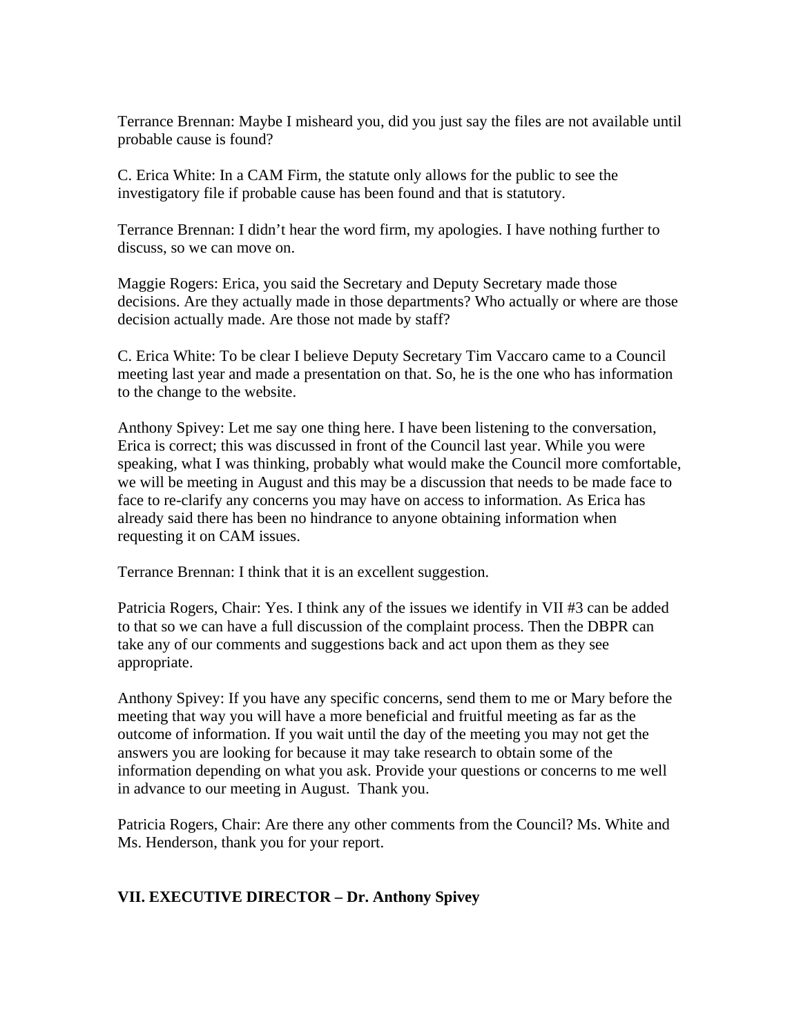Terrance Brennan: Maybe I misheard you, did you just say the files are not available until probable cause is found?

C. Erica White: In a CAM Firm, the statute only allows for the public to see the investigatory file if probable cause has been found and that is statutory.

Terrance Brennan: I didn't hear the word firm, my apologies. I have nothing further to discuss, so we can move on.

Maggie Rogers: Erica, you said the Secretary and Deputy Secretary made those decisions. Are they actually made in those departments? Who actually or where are those decision actually made. Are those not made by staff?

C. Erica White: To be clear I believe Deputy Secretary Tim Vaccaro came to a Council meeting last year and made a presentation on that. So, he is the one who has information to the change to the website.

Anthony Spivey: Let me say one thing here. I have been listening to the conversation, Erica is correct; this was discussed in front of the Council last year. While you were speaking, what I was thinking, probably what would make the Council more comfortable, we will be meeting in August and this may be a discussion that needs to be made face to face to re-clarify any concerns you may have on access to information. As Erica has already said there has been no hindrance to anyone obtaining information when requesting it on CAM issues.

Terrance Brennan: I think that it is an excellent suggestion.

Patricia Rogers, Chair: Yes. I think any of the issues we identify in VII #3 can be added to that so we can have a full discussion of the complaint process. Then the DBPR can take any of our comments and suggestions back and act upon them as they see appropriate.

Anthony Spivey: If you have any specific concerns, send them to me or Mary before the meeting that way you will have a more beneficial and fruitful meeting as far as the outcome of information. If you wait until the day of the meeting you may not get the answers you are looking for because it may take research to obtain some of the information depending on what you ask. Provide your questions or concerns to me well in advance to our meeting in August. Thank you.

Patricia Rogers, Chair: Are there any other comments from the Council? Ms. White and Ms. Henderson, thank you for your report.

## VII. EXECUTIVE DIRECTOR – Dr. Anthony Spivey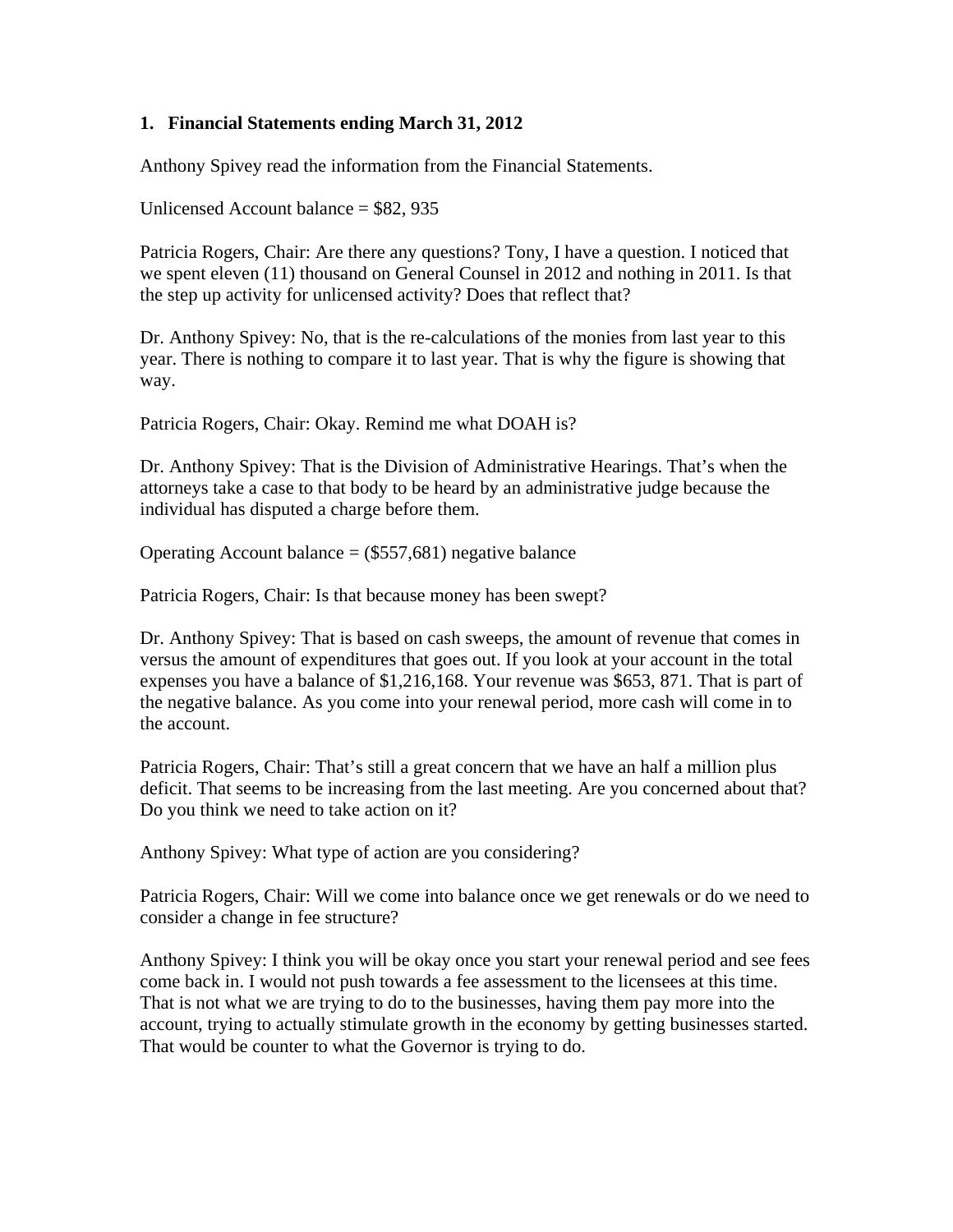1. **Financial Statements ending March 31, 2012**

Anthony Spivey read the information from the Financial Statements.

Unlicensed Account balance = $82, 935

Patricia Rogers, Chair: Are there any questions? Tony, I have a question. I noticed that we spent eleven (11) thousand on General Counsel in 2012 and nothing in 2011. Is that the step up activity for unlicensed activity? Does that reflect that?

Dr. Anthony Spivey: No, that is the re-calculations of the monies from last year to this year. There is nothing to compare it to last year. That is why the figure is showing that way.

Patricia Rogers, Chair: Okay. Remind me what DOAH is?

Dr. Anthony Spivey: That is the Division of Administrative Hearings. That's when the attorneys take a case to that body to be heard by an administrative judge because the individual has disputed a charge before them.

Operating Account balance = ($557,681) negative balance

Patricia Rogers, Chair: Is that because money has been swept?

Dr. Anthony Spivey: That is based on cash sweeps, the amount of revenue that comes in versus the amount of expenditures that goes out. If you look at your account in the total expenses you have a balance of $1,216,168. Your revenue was $653, 871. That is part of the negative balance. As you come into your renewal period, more cash will come in to the account.

Patricia Rogers, Chair: That's still a great concern that we have an half a million plus deficit. That seems to be increasing from the last meeting. Are you concerned about that? Do you think we need to take action on it?

Anthony Spivey: What type of action are you considering?

Patricia Rogers, Chair: Will we come into balance once we get renewals or do we need to consider a change in fee structure?

Anthony Spivey: I think you will be okay once you start your renewal period and see fees come back in. I would not push towards a fee assessment to the licensees at this time. That is not what we are trying to do to the businesses, having them pay more into the account, trying to actually stimulate growth in the economy by getting businesses started. That would be counter to what the Governor is trying to do.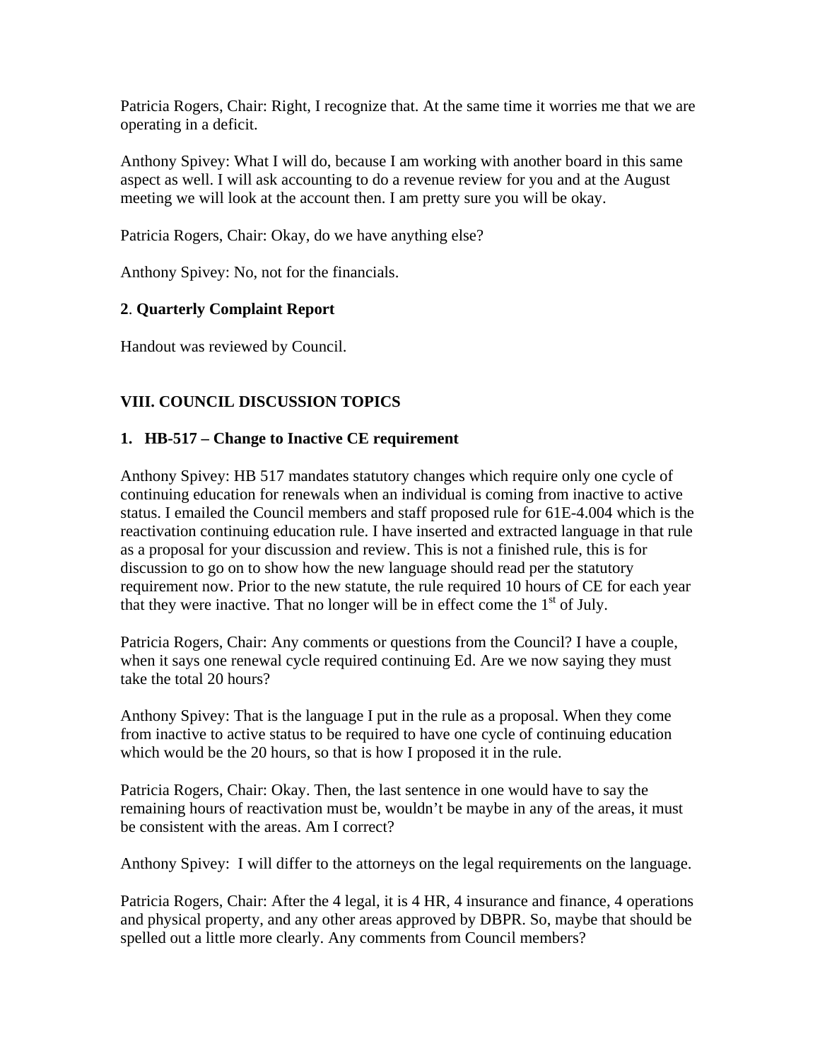Patricia Rogers, Chair: Right, I recognize that. At the same time it worries me that we are operating in a deficit.

Anthony Spivey: What I will do, because I am working with another board in this same aspect as well. I will ask accounting to do a revenue review for you and at the August meeting we will look at the account then. I am pretty sure you will be okay.

Patricia Rogers, Chair: Okay, do we have anything else?

Anthony Spivey: No, not for the financials.

**2**. **Quarterly Complaint Report**

Handout was reviewed by Council.

### VIII. COUNCIL DISCUSSION TOPICS

**1. HB-517 – Change to Inactive CE requirement**

Anthony Spivey: HB 517 mandates statutory changes which require only one cycle of continuing education for renewals when an individual is coming from inactive to active status. I emailed the Council members and staff proposed rule for 61E-4.004 which is the reactivation continuing education rule. I have inserted and extracted language in that rule as a proposal for your discussion and review. This is not a finished rule, this is for discussion to go on to show how the new language should read per the statutory requirement now. Prior to the new statute, the rule required 10 hours of CE for each year that they were inactive. That no longer will be in effect come the 1st of July.

Patricia Rogers, Chair: Any comments or questions from the Council? I have a couple, when it says one renewal cycle required continuing Ed. Are we now saying they must take the total 20 hours?

Anthony Spivey: That is the language I put in the rule as a proposal. When they come from inactive to active status to be required to have one cycle of continuing education which would be the 20 hours, so that is how I proposed it in the rule.

Patricia Rogers, Chair: Okay. Then, the last sentence in one would have to say the remaining hours of reactivation must be, wouldn't be maybe in any of the areas, it must be consistent with the areas. Am I correct?

Anthony Spivey: I will differ to the attorneys on the legal requirements on the language.

Patricia Rogers, Chair: After the 4 legal, it is 4 HR, 4 insurance and finance, 4 operations and physical property, and any other areas approved by DBPR. So, maybe that should be spelled out a little more clearly. Any comments from Council members?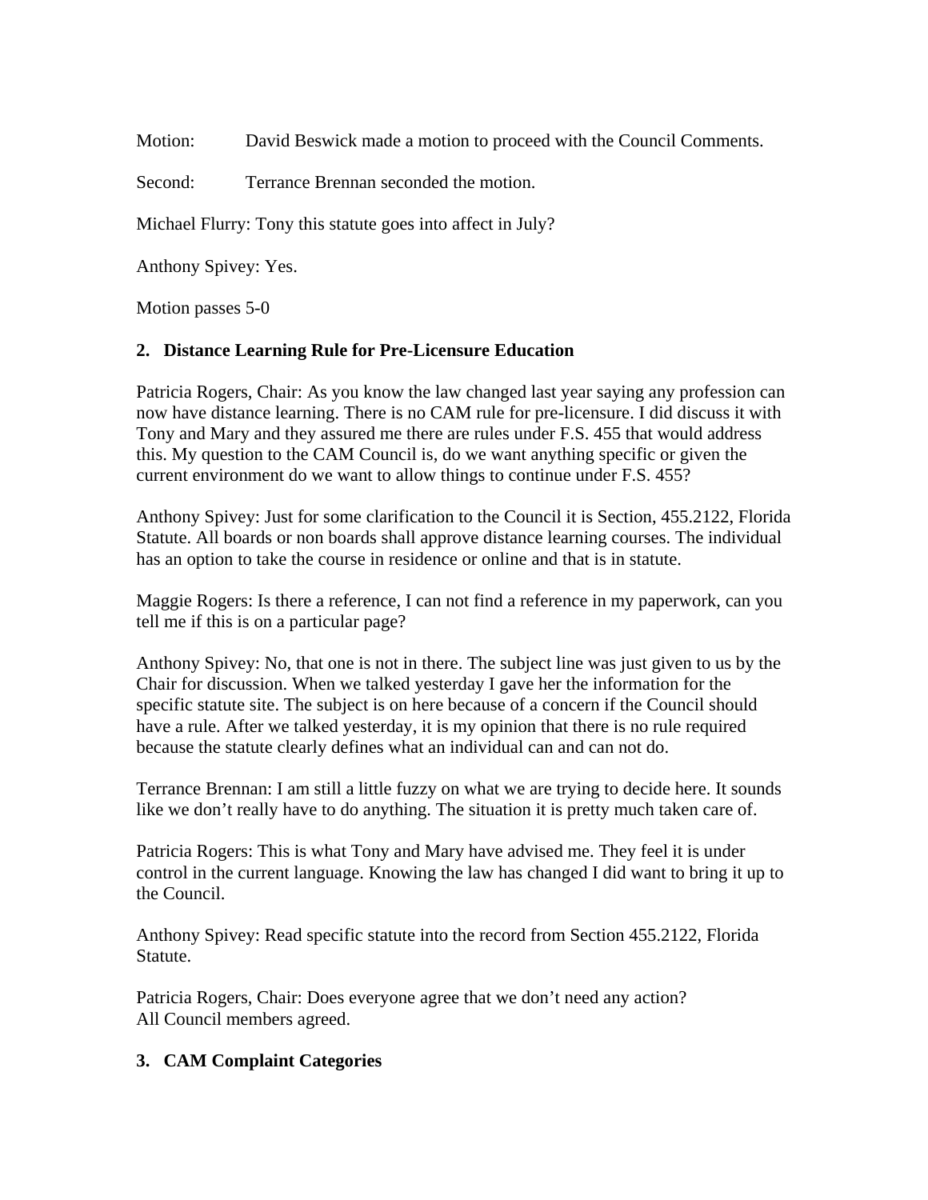Motion: David Beswick made a motion to proceed with the Council Comments.

Second: Terrance Brennan seconded the motion.

Michael Flurry: Tony this statute goes into affect in July?

Anthony Spivey: Yes.

Motion passes 5-0

**2. Distance Learning Rule for Pre-Licensure Education**

Patricia Rogers, Chair: As you know the law changed last year saying any profession can now have distance learning. There is no CAM rule for pre-licensure. I did discuss it with Tony and Mary and they assured me there are rules under F.S. 455 that would address this. My question to the CAM Council is, do we want anything specific or given the current environment do we want to allow things to continue under F.S. 455?

Anthony Spivey: Just for some clarification to the Council it is Section, 455.2122, Florida Statute. All boards or non boards shall approve distance learning courses. The individual has an option to take the course in residence or online and that is in statute.

Maggie Rogers: Is there a reference, I can not find a reference in my paperwork, can you tell me if this is on a particular page?

Anthony Spivey: No, that one is not in there. The subject line was just given to us by the Chair for discussion. When we talked yesterday I gave her the information for the specific statute site. The subject is on here because of a concern if the Council should have a rule. After we talked yesterday, it is my opinion that there is no rule required because the statute clearly defines what an individual can and can not do.

Terrance Brennan: I am still a little fuzzy on what we are trying to decide here. It sounds like we don't really have to do anything. The situation it is pretty much taken care of.

Patricia Rogers: This is what Tony and Mary have advised me. They feel it is under control in the current language. Knowing the law has changed I did want to bring it up to the Council.

Anthony Spivey: Read specific statute into the record from Section 455.2122, Florida Statute.

Patricia Rogers, Chair: Does everyone agree that we don't need any action?
All Council members agreed.

**3. CAM Complaint Categories**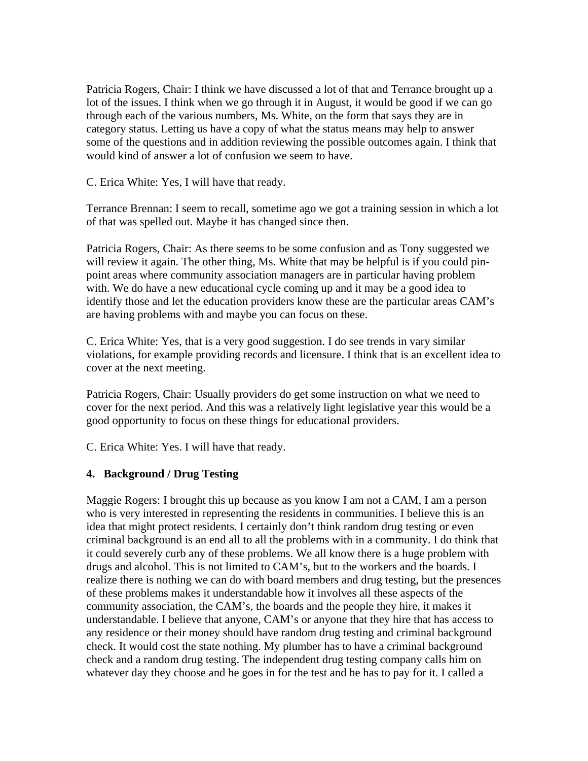Patricia Rogers, Chair: I think we have discussed a lot of that and Terrance brought up a lot of the issues. I think when we go through it in August, it would be good if we can go through each of the various numbers, Ms. White, on the form that says they are in category status. Letting us have a copy of what the status means may help to answer some of the questions and in addition reviewing the possible outcomes again. I think that would kind of answer a lot of confusion we seem to have.

C. Erica White: Yes, I will have that ready.

Terrance Brennan: I seem to recall, sometime ago we got a training session in which a lot of that was spelled out. Maybe it has changed since then.

Patricia Rogers, Chair: As there seems to be some confusion and as Tony suggested we will review it again. The other thing, Ms. White that may be helpful is if you could pin-point areas where community association managers are in particular having problem with. We do have a new educational cycle coming up and it may be a good idea to identify those and let the education providers know these are the particular areas CAM's are having problems with and maybe you can focus on these.

C. Erica White: Yes, that is a very good suggestion. I do see trends in vary similar violations, for example providing records and licensure. I think that is an excellent idea to cover at the next meeting.

Patricia Rogers, Chair: Usually providers do get some instruction on what we need to cover for the next period. And this was a relatively light legislative year this would be a good opportunity to focus on these things for educational providers.

C. Erica White: Yes. I will have that ready.

**4. Background / Drug Testing**

Maggie Rogers: I brought this up because as you know I am not a CAM, I am a person who is very interested in representing the residents in communities. I believe this is an idea that might protect residents. I certainly don't think random drug testing or even criminal background is an end all to all the problems with in a community. I do think that it could severely curb any of these problems. We all know there is a huge problem with drugs and alcohol. This is not limited to CAM's, but to the workers and the boards. I realize there is nothing we can do with board members and drug testing, but the presences of these problems makes it understandable how it involves all these aspects of the community association, the CAM's, the boards and the people they hire, it makes it understandable. I believe that anyone, CAM's or anyone that they hire that has access to any residence or their money should have random drug testing and criminal background check. It would cost the state nothing. My plumber has to have a criminal background check and a random drug testing. The independent drug testing company calls him on whatever day they choose and he goes in for the test and he has to pay for it. I called a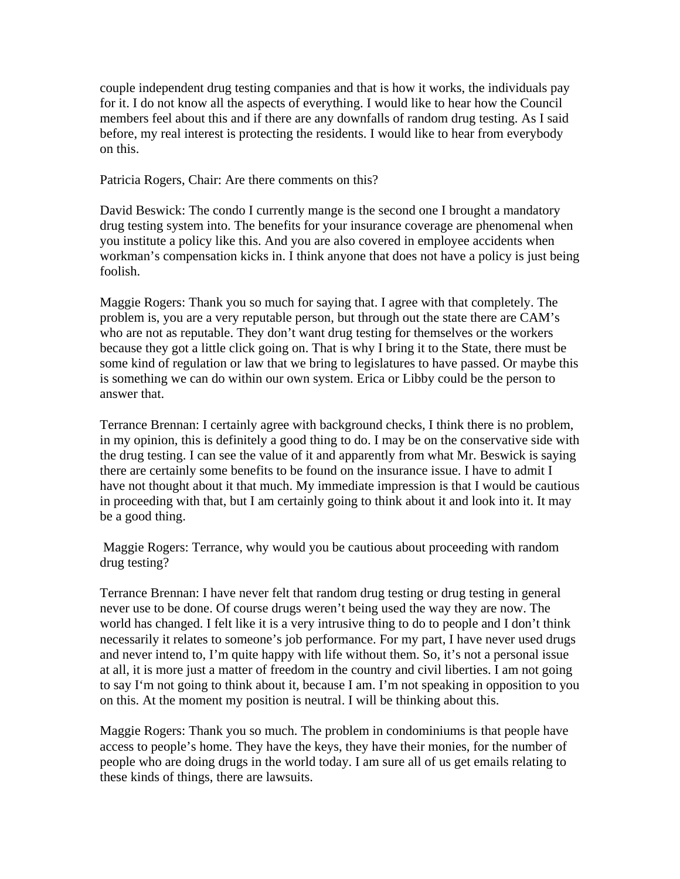couple independent drug testing companies and that is how it works, the individuals pay for it. I do not know all the aspects of everything. I would like to hear how the Council members feel about this and if there are any downfalls of random drug testing. As I said before, my real interest is protecting the residents. I would like to hear from everybody on this.

Patricia Rogers, Chair: Are there comments on this?

David Beswick: The condo I currently mange is the second one I brought a mandatory drug testing system into. The benefits for your insurance coverage are phenomenal when you institute a policy like this. And you are also covered in employee accidents when workman's compensation kicks in. I think anyone that does not have a policy is just being foolish.

Maggie Rogers: Thank you so much for saying that. I agree with that completely. The problem is, you are a very reputable person, but through out the state there are CAM's who are not as reputable. They don't want drug testing for themselves or the workers because they got a little click going on. That is why I bring it to the State, there must be some kind of regulation or law that we bring to legislatures to have passed. Or maybe this is something we can do within our own system. Erica or Libby could be the person to answer that.

Terrance Brennan: I certainly agree with background checks, I think there is no problem, in my opinion, this is definitely a good thing to do. I may be on the conservative side with the drug testing. I can see the value of it and apparently from what Mr. Beswick is saying there are certainly some benefits to be found on the insurance issue. I have to admit I have not thought about it that much. My immediate impression is that I would be cautious in proceeding with that, but I am certainly going to think about it and look into it. It may be a good thing.

Maggie Rogers: Terrance, why would you be cautious about proceeding with random drug testing?

Terrance Brennan: I have never felt that random drug testing or drug testing in general never use to be done. Of course drugs weren't being used the way they are now. The world has changed. I felt like it is a very intrusive thing to do to people and I don't think necessarily it relates to someone's job performance. For my part, I have never used drugs and never intend to, I'm quite happy with life without them. So, it's not a personal issue at all, it is more just a matter of freedom in the country and civil liberties. I am not going to say I'm not going to think about it, because I am. I'm not speaking in opposition to you on this. At the moment my position is neutral. I will be thinking about this.

Maggie Rogers: Thank you so much. The problem in condominiums is that people have access to people's home. They have the keys, they have their monies, for the number of people who are doing drugs in the world today. I am sure all of us get emails relating to these kinds of things, there are lawsuits.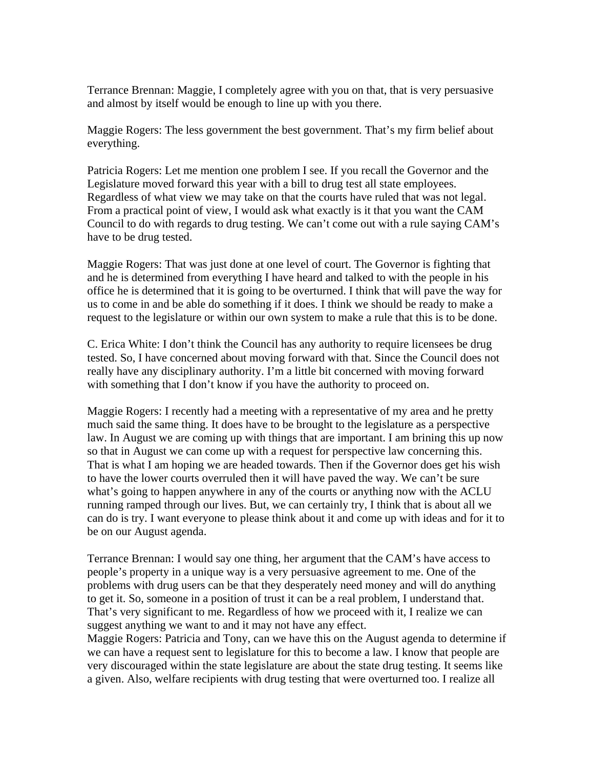Terrance Brennan: Maggie, I completely agree with you on that, that is very persuasive and almost by itself would be enough to line up with you there.

Maggie Rogers: The less government the best government. That's my firm belief about everything.

Patricia Rogers: Let me mention one problem I see. If you recall the Governor and the Legislature moved forward this year with a bill to drug test all state employees. Regardless of what view we may take on that the courts have ruled that was not legal. From a practical point of view, I would ask what exactly is it that you want the CAM Council to do with regards to drug testing. We can't come out with a rule saying CAM's have to be drug tested.

Maggie Rogers: That was just done at one level of court. The Governor is fighting that and he is determined from everything I have heard and talked to with the people in his office he is determined that it is going to be overturned. I think that will pave the way for us to come in and be able do something if it does. I think we should be ready to make a request to the legislature or within our own system to make a rule that this is to be done.

C. Erica White: I don't think the Council has any authority to require licensees be drug tested. So, I have concerned about moving forward with that. Since the Council does not really have any disciplinary authority. I'm a little bit concerned with moving forward with something that I don't know if you have the authority to proceed on.

Maggie Rogers: I recently had a meeting with a representative of my area and he pretty much said the same thing. It does have to be brought to the legislature as a perspective law. In August we are coming up with things that are important. I am brining this up now so that in August we can come up with a request for perspective law concerning this. That is what I am hoping we are headed towards. Then if the Governor does get his wish to have the lower courts overruled then it will have paved the way. We can't be sure what's going to happen anywhere in any of the courts or anything now with the ACLU running ramped through our lives. But, we can certainly try, I think that is about all we can do is try. I want everyone to please think about it and come up with ideas and for it to be on our August agenda.

Terrance Brennan: I would say one thing, her argument that the CAM's have access to people's property in a unique way is a very persuasive agreement to me. One of the problems with drug users can be that they desperately need money and will do anything to get it. So, someone in a position of trust it can be a real problem, I understand that. That's very significant to me. Regardless of how we proceed with it, I realize we can suggest anything we want to and it may not have any effect.

Maggie Rogers: Patricia and Tony, can we have this on the August agenda to determine if we can have a request sent to legislature for this to become a law. I know that people are very discouraged within the state legislature are about the state drug testing. It seems like a given. Also, welfare recipients with drug testing that were overturned too. I realize all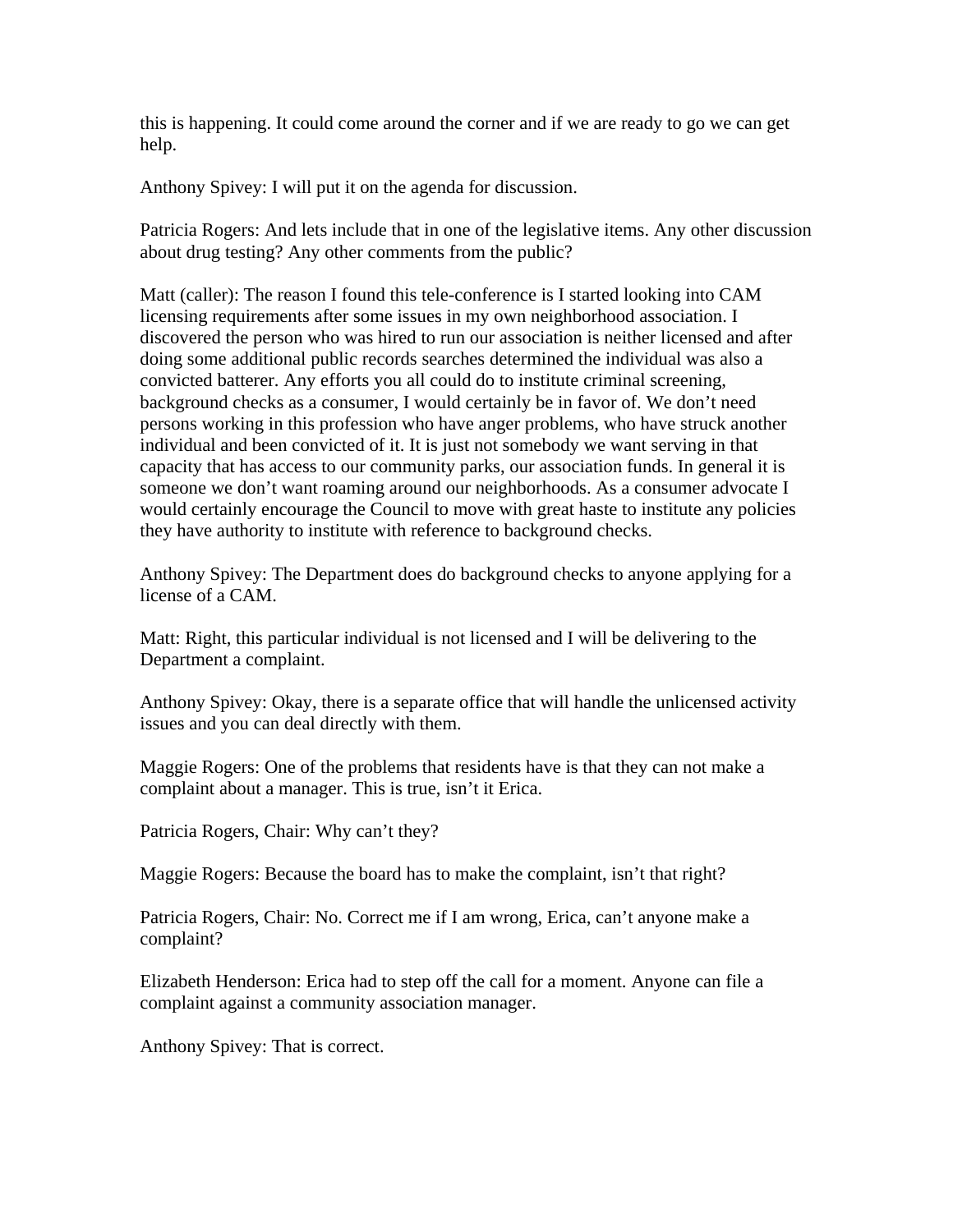this is happening. It could come around the corner and if we are ready to go we can get help.

Anthony Spivey: I will put it on the agenda for discussion.

Patricia Rogers: And lets include that in one of the legislative items. Any other discussion about drug testing? Any other comments from the public?

Matt (caller): The reason I found this tele-conference is I started looking into CAM licensing requirements after some issues in my own neighborhood association. I discovered the person who was hired to run our association is neither licensed and after doing some additional public records searches determined the individual was also a convicted batterer. Any efforts you all could do to institute criminal screening, background checks as a consumer, I would certainly be in favor of. We don't need persons working in this profession who have anger problems, who have struck another individual and been convicted of it. It is just not somebody we want serving in that capacity that has access to our community parks, our association funds. In general it is someone we don't want roaming around our neighborhoods. As a consumer advocate I would certainly encourage the Council to move with great haste to institute any policies they have authority to institute with reference to background checks.

Anthony Spivey: The Department does do background checks to anyone applying for a license of a CAM.

Matt: Right, this particular individual is not licensed and I will be delivering to the Department a complaint.

Anthony Spivey: Okay, there is a separate office that will handle the unlicensed activity issues and you can deal directly with them.

Maggie Rogers: One of the problems that residents have is that they can not make a complaint about a manager. This is true, isn't it Erica.

Patricia Rogers, Chair: Why can't they?

Maggie Rogers: Because the board has to make the complaint, isn't that right?

Patricia Rogers, Chair: No. Correct me if I am wrong, Erica, can't anyone make a complaint?

Elizabeth Henderson: Erica had to step off the call for a moment. Anyone can file a complaint against a community association manager.

Anthony Spivey: That is correct.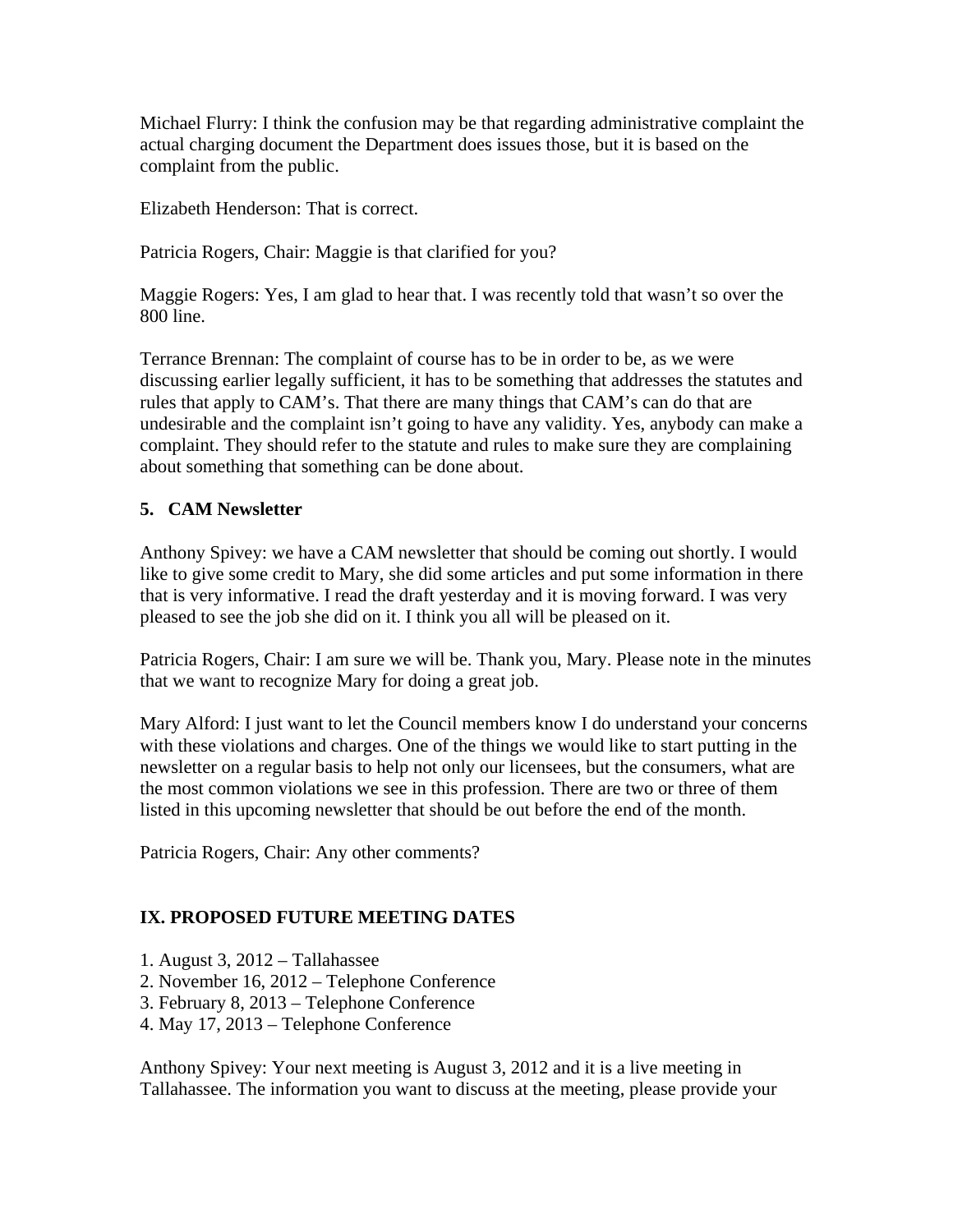Michael Flurry: I think the confusion may be that regarding administrative complaint the actual charging document the Department does issues those, but it is based on the complaint from the public.

Elizabeth Henderson: That is correct.

Patricia Rogers, Chair: Maggie is that clarified for you?

Maggie Rogers: Yes, I am glad to hear that. I was recently told that wasn't so over the 800 line.

Terrance Brennan: The complaint of course has to be in order to be, as we were discussing earlier legally sufficient, it has to be something that addresses the statutes and rules that apply to CAM's. That there are many things that CAM's can do that are undesirable and the complaint isn't going to have any validity. Yes, anybody can make a complaint. They should refer to the statute and rules to make sure they are complaining about something that something can be done about.

**5. CAM Newsletter**

Anthony Spivey: we have a CAM newsletter that should be coming out shortly. I would like to give some credit to Mary, she did some articles and put some information in there that is very informative. I read the draft yesterday and it is moving forward. I was very pleased to see the job she did on it. I think you all will be pleased on it.

Patricia Rogers, Chair: I am sure we will be. Thank you, Mary. Please note in the minutes that we want to recognize Mary for doing a great job.

Mary Alford: I just want to let the Council members know I do understand your concerns with these violations and charges. One of the things we would like to start putting in the newsletter on a regular basis to help not only our licensees, but the consumers, what are the most common violations we see in this profession. There are two or three of them listed in this upcoming newsletter that should be out before the end of the month.

Patricia Rogers, Chair: Any other comments?

## IX. PROPOSED FUTURE MEETING DATES

1. August 3, 2012 – Tallahassee
2. November 16, 2012 – Telephone Conference
3. February 8, 2013 – Telephone Conference
4. May 17, 2013 – Telephone Conference

Anthony Spivey: Your next meeting is August 3, 2012 and it is a live meeting in Tallahassee. The information you want to discuss at the meeting, please provide your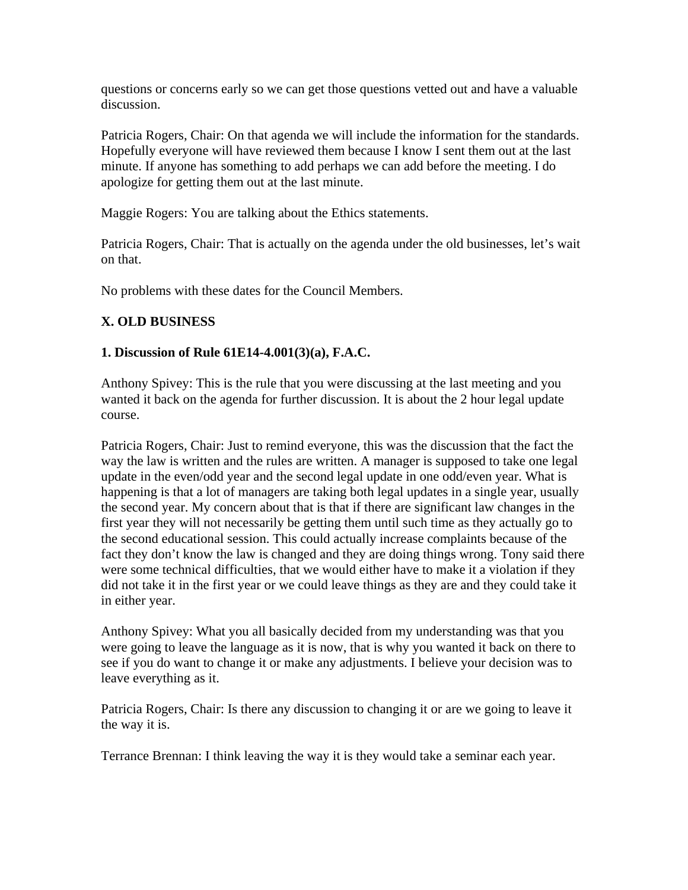questions or concerns early so we can get those questions vetted out and have a valuable discussion.

Patricia Rogers, Chair: On that agenda we will include the information for the standards. Hopefully everyone will have reviewed them because I know I sent them out at the last minute. If anyone has something to add perhaps we can add before the meeting. I do apologize for getting them out at the last minute.

Maggie Rogers: You are talking about the Ethics statements.

Patricia Rogers, Chair: That is actually on the agenda under the old businesses, let's wait on that.

No problems with these dates for the Council Members.

**X. OLD BUSINESS**

**1. Discussion of Rule 61E14-4.001(3)(a), F.A.C.**

Anthony Spivey: This is the rule that you were discussing at the last meeting and you wanted it back on the agenda for further discussion. It is about the 2 hour legal update course.

Patricia Rogers, Chair: Just to remind everyone, this was the discussion that the fact the way the law is written and the rules are written. A manager is supposed to take one legal update in the even/odd year and the second legal update in one odd/even year. What is happening is that a lot of managers are taking both legal updates in a single year, usually the second year. My concern about that is that if there are significant law changes in the first year they will not necessarily be getting them until such time as they actually go to the second educational session. This could actually increase complaints because of the fact they don't know the law is changed and they are doing things wrong. Tony said there were some technical difficulties, that we would either have to make it a violation if they did not take it in the first year or we could leave things as they are and they could take it in either year.

Anthony Spivey: What you all basically decided from my understanding was that you were going to leave the language as it is now, that is why you wanted it back on there to see if you do want to change it or make any adjustments. I believe your decision was to leave everything as it.

Patricia Rogers, Chair: Is there any discussion to changing it or are we going to leave it the way it is.

Terrance Brennan: I think leaving the way it is they would take a seminar each year.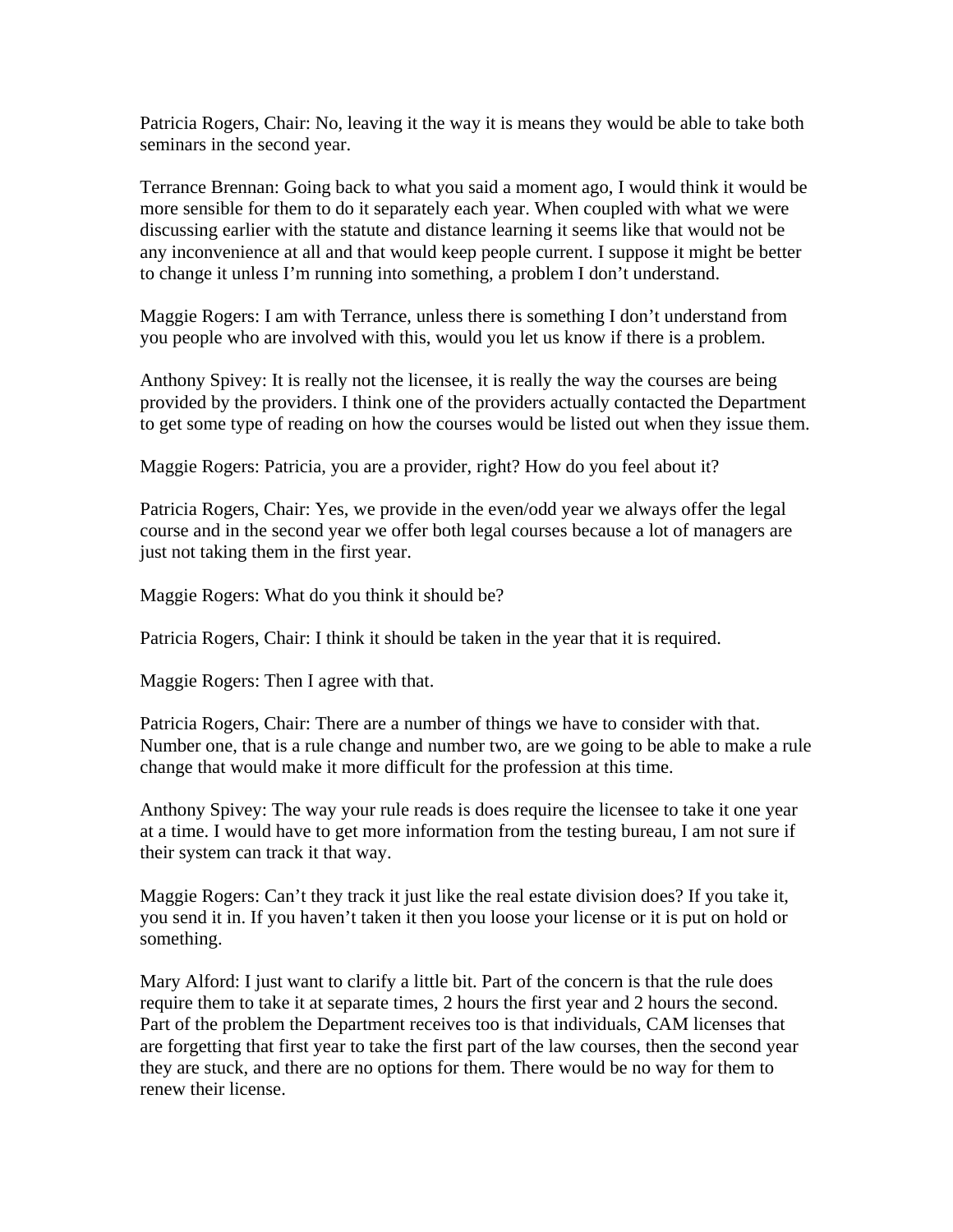Patricia Rogers, Chair: No, leaving it the way it is means they would be able to take both seminars in the second year.

Terrance Brennan: Going back to what you said a moment ago, I would think it would be more sensible for them to do it separately each year. When coupled with what we were discussing earlier with the statute and distance learning it seems like that would not be any inconvenience at all and that would keep people current. I suppose it might be better to change it unless I'm running into something, a problem I don't understand.

Maggie Rogers: I am with Terrance, unless there is something I don't understand from you people who are involved with this, would you let us know if there is a problem.

Anthony Spivey: It is really not the licensee, it is really the way the courses are being provided by the providers. I think one of the providers actually contacted the Department to get some type of reading on how the courses would be listed out when they issue them.

Maggie Rogers: Patricia, you are a provider, right? How do you feel about it?

Patricia Rogers, Chair: Yes, we provide in the even/odd year we always offer the legal course and in the second year we offer both legal courses because a lot of managers are just not taking them in the first year.

Maggie Rogers: What do you think it should be?

Patricia Rogers, Chair: I think it should be taken in the year that it is required.

Maggie Rogers: Then I agree with that.

Patricia Rogers, Chair: There are a number of things we have to consider with that. Number one, that is a rule change and number two, are we going to be able to make a rule change that would make it more difficult for the profession at this time.

Anthony Spivey: The way your rule reads is does require the licensee to take it one year at a time. I would have to get more information from the testing bureau, I am not sure if their system can track it that way.

Maggie Rogers: Can't they track it just like the real estate division does? If you take it, you send it in. If you haven't taken it then you loose your license or it is put on hold or something.

Mary Alford: I just want to clarify a little bit. Part of the concern is that the rule does require them to take it at separate times, 2 hours the first year and 2 hours the second. Part of the problem the Department receives too is that individuals, CAM licenses that are forgetting that first year to take the first part of the law courses, then the second year they are stuck, and there are no options for them. There would be no way for them to renew their license.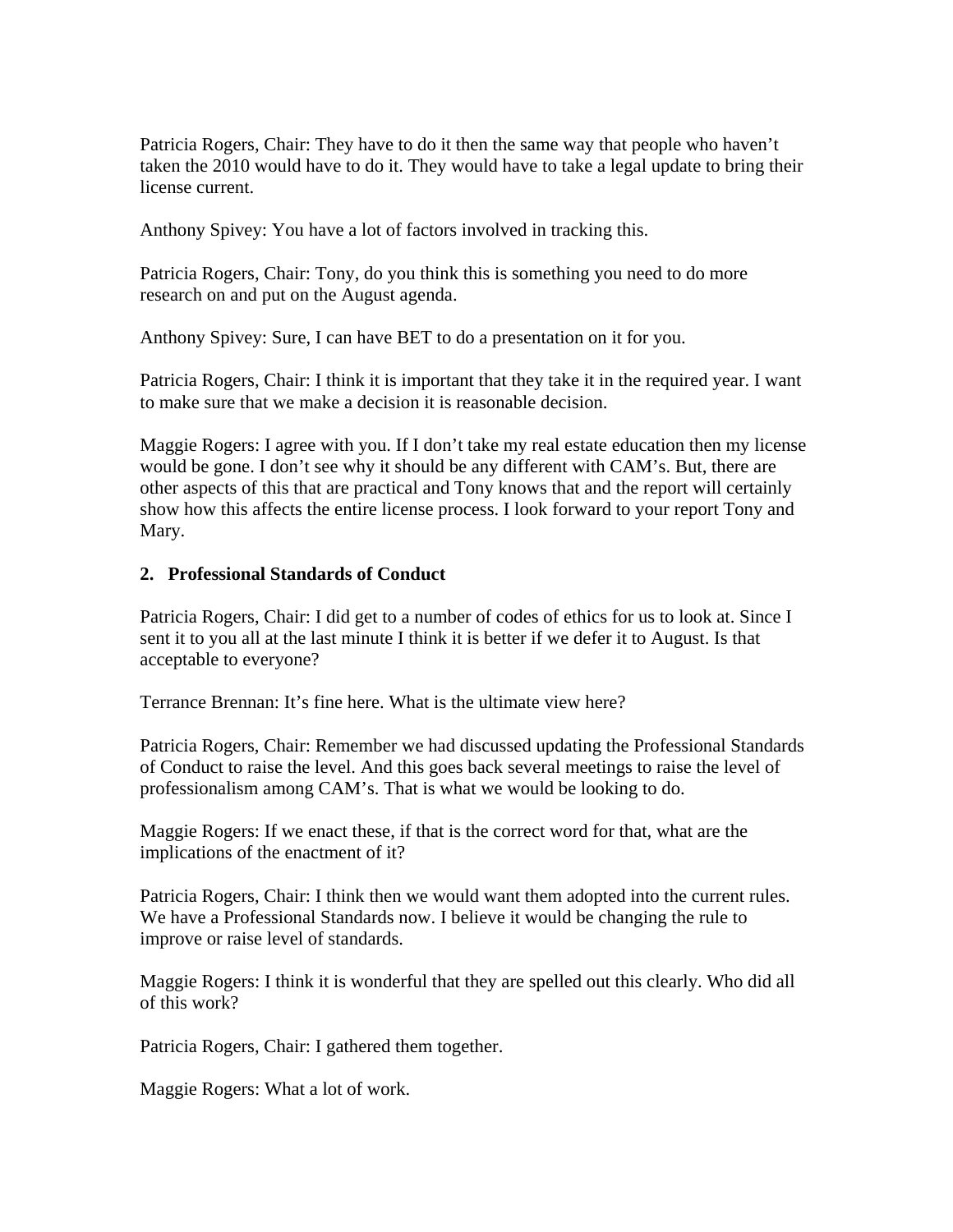Patricia Rogers, Chair: They have to do it then the same way that people who haven't taken the 2010 would have to do it. They would have to take a legal update to bring their license current.

Anthony Spivey: You have a lot of factors involved in tracking this.

Patricia Rogers, Chair: Tony, do you think this is something you need to do more research on and put on the August agenda.

Anthony Spivey: Sure, I can have BET to do a presentation on it for you.

Patricia Rogers, Chair: I think it is important that they take it in the required year. I want to make sure that we make a decision it is reasonable decision.

Maggie Rogers: I agree with you. If I don't take my real estate education then my license would be gone. I don't see why it should be any different with CAM's. But, there are other aspects of this that are practical and Tony knows that and the report will certainly show how this affects the entire license process. I look forward to your report Tony and Mary.

**2. Professional Standards of Conduct**

Patricia Rogers, Chair: I did get to a number of codes of ethics for us to look at. Since I sent it to you all at the last minute I think it is better if we defer it to August. Is that acceptable to everyone?

Terrance Brennan: It's fine here. What is the ultimate view here?

Patricia Rogers, Chair: Remember we had discussed updating the Professional Standards of Conduct to raise the level. And this goes back several meetings to raise the level of professionalism among CAM's. That is what we would be looking to do.

Maggie Rogers: If we enact these, if that is the correct word for that, what are the implications of the enactment of it?

Patricia Rogers, Chair: I think then we would want them adopted into the current rules. We have a Professional Standards now. I believe it would be changing the rule to improve or raise level of standards.

Maggie Rogers: I think it is wonderful that they are spelled out this clearly. Who did all of this work?

Patricia Rogers, Chair: I gathered them together.

Maggie Rogers: What a lot of work.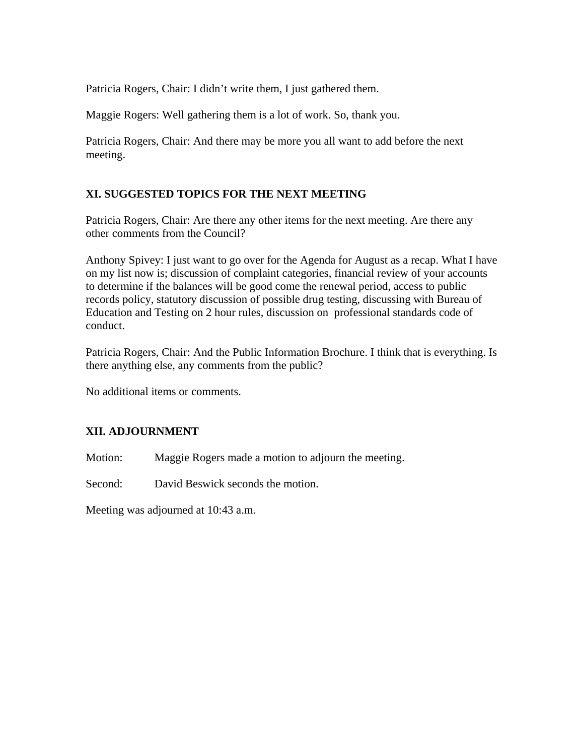Patricia Rogers, Chair: I didn't write them, I just gathered them.

Maggie Rogers: Well gathering them is a lot of work. So, thank you.

Patricia Rogers, Chair: And there may be more you all want to add before the next meeting.

## XI. SUGGESTED TOPICS FOR THE NEXT MEETING

Patricia Rogers, Chair: Are there any other items for the next meeting. Are there any other comments from the Council?

Anthony Spivey: I just want to go over for the Agenda for August as a recap. What I have on my list now is; discussion of complaint categories, financial review of your accounts to determine if the balances will be good come the renewal period, access to public records policy, statutory discussion of possible drug testing, discussing with Bureau of Education and Testing on 2 hour rules, discussion on professional standards code of conduct.

Patricia Rogers, Chair: And the Public Information Brochure. I think that is everything. Is there anything else, any comments from the public?

No additional items or comments.

## XII. ADJOURNMENT

Motion: Maggie Rogers made a motion to adjourn the meeting.

Second: David Beswick seconds the motion.

Meeting was adjourned at 10:43 a.m.